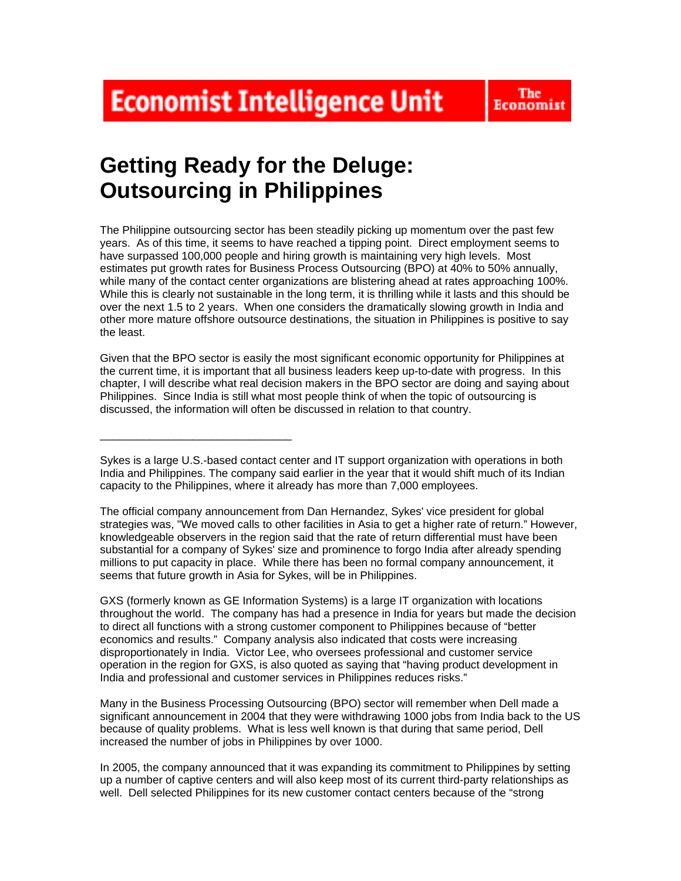Economist Intelligence Unit | The Economist

# Getting Ready for the Deluge: Outsourcing in Philippines

The Philippine outsourcing sector has been steadily picking up momentum over the past few years. As of this time, it seems to have reached a tipping point. Direct employment seems to have surpassed 100,000 people and hiring growth is maintaining very high levels. Most estimates put growth rates for Business Process Outsourcing (BPO) at 40% to 50% annually, while many of the contact center organizations are blistering ahead at rates approaching 100%. While this is clearly not sustainable in the long term, it is thrilling while it lasts and this should be over the next 1.5 to 2 years. When one considers the dramatically slowing growth in India and other more mature offshore outsource destinations, the situation in Philippines is positive to say the least.

Given that the BPO sector is easily the most significant economic opportunity for Philippines at the current time, it is important that all business leaders keep up-to-date with progress. In this chapter, I will describe what real decision makers in the BPO sector are doing and saying about Philippines. Since India is still what most people think of when the topic of outsourcing is discussed, the information will often be discussed in relation to that country.

______________________________

Sykes is a large U.S.-based contact center and IT support organization with operations in both India and Philippines. The company said earlier in the year that it would shift much of its Indian capacity to the Philippines, where it already has more than 7,000 employees.

The official company announcement from Dan Hernandez, Sykes' vice president for global strategies was, "We moved calls to other facilities in Asia to get a higher rate of return." However, knowledgeable observers in the region said that the rate of return differential must have been substantial for a company of Sykes' size and prominence to forgo India after already spending millions to put capacity in place. While there has been no formal company announcement, it seems that future growth in Asia for Sykes, will be in Philippines.

GXS (formerly known as GE Information Systems) is a large IT organization with locations throughout the world. The company has had a presence in India for years but made the decision to direct all functions with a strong customer component to Philippines because of "better economics and results." Company analysis also indicated that costs were increasing disproportionately in India. Victor Lee, who oversees professional and customer service operation in the region for GXS, is also quoted as saying that "having product development in India and professional and customer services in Philippines reduces risks."

Many in the Business Processing Outsourcing (BPO) sector will remember when Dell made a significant announcement in 2004 that they were withdrawing 1000 jobs from India back to the US because of quality problems. What is less well known is that during that same period, Dell increased the number of jobs in Philippines by over 1000.

In 2005, the company announced that it was expanding its commitment to Philippines by setting up a number of captive centers and will also keep most of its current third-party relationships as well. Dell selected Philippines for its new customer contact centers because of the "strong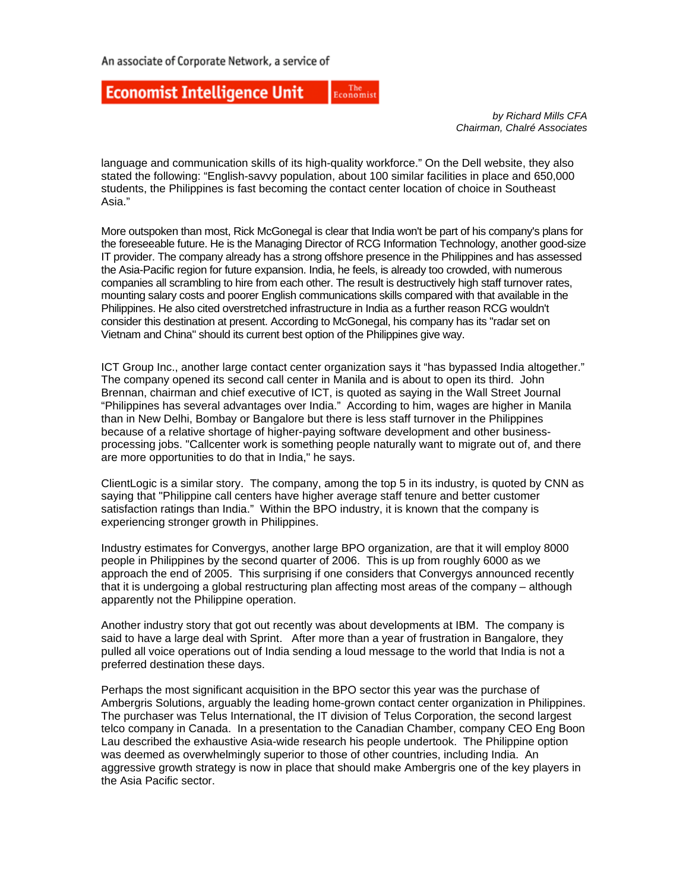language and communication skills of its high-quality workforce." On the Dell website, they also stated the following: "English-savvy population, about 100 similar facilities in place and 650,000 students, the Philippines is fast becoming the contact center location of choice in Southeast Asia."

More outspoken than most, Rick McGonegal is clear that India won't be part of his company's plans for the foreseeable future. He is the Managing Director of RCG Information Technology, another good-size IT provider. The company already has a strong offshore presence in the Philippines and has assessed the Asia-Pacific region for future expansion. India, he feels, is already too crowded, with numerous companies all scrambling to hire from each other. The result is destructively high staff turnover rates, mounting salary costs and poorer English communications skills compared with that available in the Philippines. He also cited overstretched infrastructure in India as a further reason RCG wouldn't consider this destination at present. According to McGonegal, his company has its "radar set on Vietnam and China" should its current best option of the Philippines give way.

ICT Group Inc., another large contact center organization says it "has bypassed India altogether." The company opened its second call center in Manila and is about to open its third. John Brennan, chairman and chief executive of ICT, is quoted as saying in the Wall Street Journal "Philippines has several advantages over India." According to him, wages are higher in Manila than in New Delhi, Bombay or Bangalore but there is less staff turnover in the Philippines because of a relative shortage of higher-paying software development and other business-processing jobs. "Callcenter work is something people naturally want to migrate out of, and there are more opportunities to do that in India," he says.

ClientLogic is a similar story. The company, among the top 5 in its industry, is quoted by CNN as saying that "Philippine call centers have higher average staff tenure and better customer satisfaction ratings than India." Within the BPO industry, it is known that the company is experiencing stronger growth in Philippines.

Industry estimates for Convergys, another large BPO organization, are that it will employ 8000 people in Philippines by the second quarter of 2006. This is up from roughly 6000 as we approach the end of 2005. This surprising if one considers that Convergys announced recently that it is undergoing a global restructuring plan affecting most areas of the company – although apparently not the Philippine operation.

Another industry story that got out recently was about developments at IBM. The company is said to have a large deal with Sprint. After more than a year of frustration in Bangalore, they pulled all voice operations out of India sending a loud message to the world that India is not a preferred destination these days.

Perhaps the most significant acquisition in the BPO sector this year was the purchase of Ambergris Solutions, arguably the leading home-grown contact center organization in Philippines. The purchaser was Telus International, the IT division of Telus Corporation, the second largest telco company in Canada. In a presentation to the Canadian Chamber, company CEO Eng Boon Lau described the exhaustive Asia-wide research his people undertook. The Philippine option was deemed as overwhelmingly superior to those of other countries, including India. An aggressive growth strategy is now in place that should make Ambergris one of the key players in the Asia Pacific sector.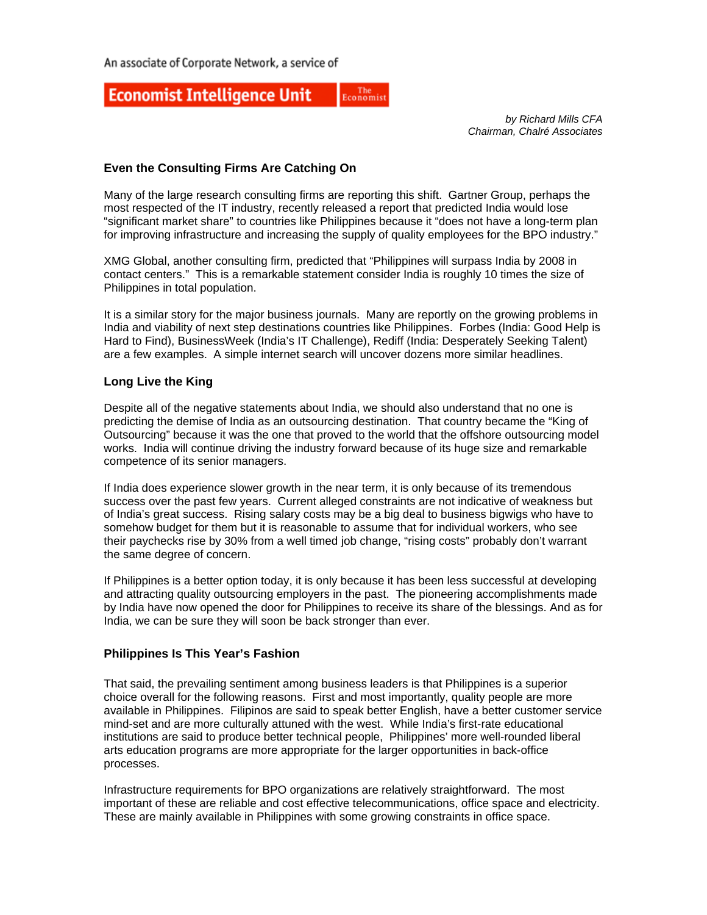An associate of Corporate Network, a service of

Economist Intelligence Unit | The Economist

*by Richard Mills CFA*
*Chairman, Chalré Associates*

### Even the Consulting Firms Are Catching On

Many of the large research consulting firms are reporting this shift. Gartner Group, perhaps the most respected of the IT industry, recently released a report that predicted India would lose "significant market share" to countries like Philippines because it "does not have a long-term plan for improving infrastructure and increasing the supply of quality employees for the BPO industry."

XMG Global, another consulting firm, predicted that "Philippines will surpass India by 2008 in contact centers." This is a remarkable statement consider India is roughly 10 times the size of Philippines in total population.

It is a similar story for the major business journals. Many are reportly on the growing problems in India and viability of next step destinations countries like Philippines. Forbes (India: Good Help is Hard to Find), BusinessWeek (India's IT Challenge), Rediff (India: Desperately Seeking Talent) are a few examples. A simple internet search will uncover dozens more similar headlines.

### Long Live the King

Despite all of the negative statements about India, we should also understand that no one is predicting the demise of India as an outsourcing destination. That country became the "King of Outsourcing" because it was the one that proved to the world that the offshore outsourcing model works. India will continue driving the industry forward because of its huge size and remarkable competence of its senior managers.

If India does experience slower growth in the near term, it is only because of its tremendous success over the past few years. Current alleged constraints are not indicative of weakness but of India's great success. Rising salary costs may be a big deal to business bigwigs who have to somehow budget for them but it is reasonable to assume that for individual workers, who see their paychecks rise by 30% from a well timed job change, "rising costs" probably don't warrant the same degree of concern.

If Philippines is a better option today, it is only because it has been less successful at developing and attracting quality outsourcing employers in the past. The pioneering accomplishments made by India have now opened the door for Philippines to receive its share of the blessings. And as for India, we can be sure they will soon be back stronger than ever.

### Philippines Is This Year's Fashion

That said, the prevailing sentiment among business leaders is that Philippines is a superior choice overall for the following reasons. First and most importantly, quality people are more available in Philippines. Filipinos are said to speak better English, have a better customer service mind-set and are more culturally attuned with the west. While India's first-rate educational institutions are said to produce better technical people, Philippines' more well-rounded liberal arts education programs are more appropriate for the larger opportunities in back-office processes.

Infrastructure requirements for BPO organizations are relatively straightforward. The most important of these are reliable and cost effective telecommunications, office space and electricity. These are mainly available in Philippines with some growing constraints in office space.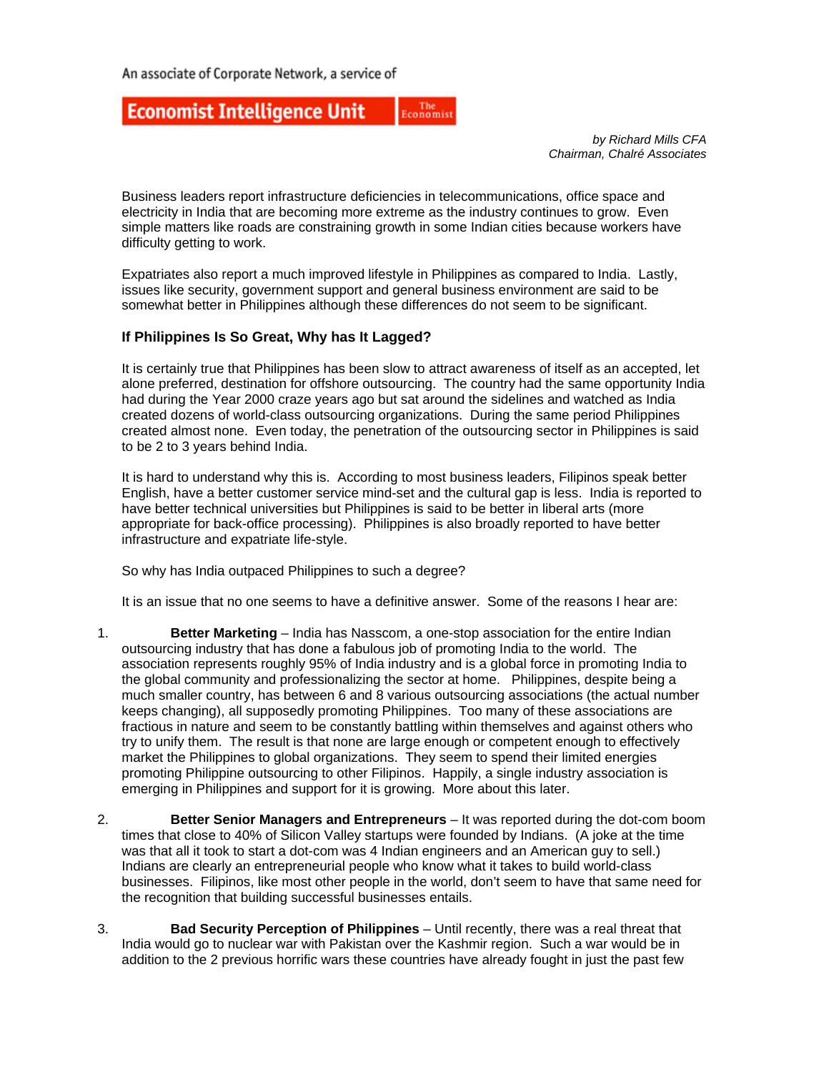An associate of Corporate Network, a service of

**Economist Intelligence Unit** The Economist

*by Richard Mills CFA*
*Chairman, Chalré Associates*

Business leaders report infrastructure deficiencies in telecommunications, office space and electricity in India that are becoming more extreme as the industry continues to grow. Even simple matters like roads are constraining growth in some Indian cities because workers have difficulty getting to work.

Expatriates also report a much improved lifestyle in Philippines as compared to India. Lastly, issues like security, government support and general business environment are said to be somewhat better in Philippines although these differences do not seem to be significant.

### If Philippines Is So Great, Why has It Lagged?

It is certainly true that Philippines has been slow to attract awareness of itself as an accepted, let alone preferred, destination for offshore outsourcing. The country had the same opportunity India had during the Year 2000 craze years ago but sat around the sidelines and watched as India created dozens of world-class outsourcing organizations. During the same period Philippines created almost none. Even today, the penetration of the outsourcing sector in Philippines is said to be 2 to 3 years behind India.

It is hard to understand why this is. According to most business leaders, Filipinos speak better English, have a better customer service mind-set and the cultural gap is less. India is reported to have better technical universities but Philippines is said to be better in liberal arts (more appropriate for back-office processing). Philippines is also broadly reported to have better infrastructure and expatriate life-style.

So why has India outpaced Philippines to such a degree?

It is an issue that no one seems to have a definitive answer. Some of the reasons I hear are:

1. **Better Marketing** – India has Nasscom, a one-stop association for the entire Indian outsourcing industry that has done a fabulous job of promoting India to the world. The association represents roughly 95% of India industry and is a global force in promoting India to the global community and professionalizing the sector at home. Philippines, despite being a much smaller country, has between 6 and 8 various outsourcing associations (the actual number keeps changing), all supposedly promoting Philippines. Too many of these associations are fractious in nature and seem to be constantly battling within themselves and against others who try to unify them. The result is that none are large enough or competent enough to effectively market the Philippines to global organizations. They seem to spend their limited energies promoting Philippine outsourcing to other Filipinos. Happily, a single industry association is emerging in Philippines and support for it is growing. More about this later.

2. **Better Senior Managers and Entrepreneurs** – It was reported during the dot-com boom times that close to 40% of Silicon Valley startups were founded by Indians. (A joke at the time was that all it took to start a dot-com was 4 Indian engineers and an American guy to sell.) Indians are clearly an entrepreneurial people who know what it takes to build world-class businesses. Filipinos, like most other people in the world, don't seem to have that same need for the recognition that building successful businesses entails.

3. **Bad Security Perception of Philippines** – Until recently, there was a real threat that India would go to nuclear war with Pakistan over the Kashmir region. Such a war would be in addition to the 2 previous horrific wars these countries have already fought in just the past few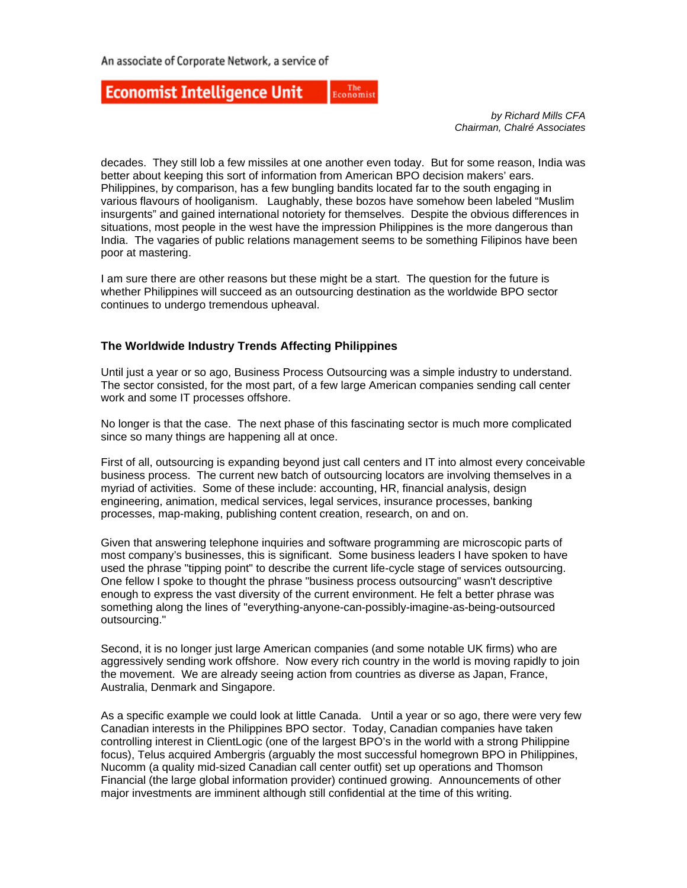decades. They still lob a few missiles at one another even today. But for some reason, India was better about keeping this sort of information from American BPO decision makers' ears. Philippines, by comparison, has a few bungling bandits located far to the south engaging in various flavours of hooliganism. Laughably, these bozos have somehow been labeled "Muslim insurgents" and gained international notoriety for themselves. Despite the obvious differences in situations, most people in the west have the impression Philippines is the more dangerous than India. The vagaries of public relations management seems to be something Filipinos have been poor at mastering.

I am sure there are other reasons but these might be a start. The question for the future is whether Philippines will succeed as an outsourcing destination as the worldwide BPO sector continues to undergo tremendous upheaval.

### The Worldwide Industry Trends Affecting Philippines

Until just a year or so ago, Business Process Outsourcing was a simple industry to understand. The sector consisted, for the most part, of a few large American companies sending call center work and some IT processes offshore.

No longer is that the case. The next phase of this fascinating sector is much more complicated since so many things are happening all at once.

First of all, outsourcing is expanding beyond just call centers and IT into almost every conceivable business process. The current new batch of outsourcing locators are involving themselves in a myriad of activities. Some of these include: accounting, HR, financial analysis, design engineering, animation, medical services, legal services, insurance processes, banking processes, map-making, publishing content creation, research, on and on.

Given that answering telephone inquiries and software programming are microscopic parts of most company's businesses, this is significant. Some business leaders I have spoken to have used the phrase "tipping point" to describe the current life-cycle stage of services outsourcing. One fellow I spoke to thought the phrase "business process outsourcing" wasn't descriptive enough to express the vast diversity of the current environment. He felt a better phrase was something along the lines of "everything-anyone-can-possibly-imagine-as-being-outsourced outsourcing."

Second, it is no longer just large American companies (and some notable UK firms) who are aggressively sending work offshore. Now every rich country in the world is moving rapidly to join the movement. We are already seeing action from countries as diverse as Japan, France, Australia, Denmark and Singapore.

As a specific example we could look at little Canada. Until a year or so ago, there were very few Canadian interests in the Philippines BPO sector. Today, Canadian companies have taken controlling interest in ClientLogic (one of the largest BPO's in the world with a strong Philippine focus), Telus acquired Ambergris (arguably the most successful homegrown BPO in Philippines, Nucomm (a quality mid-sized Canadian call center outfit) set up operations and Thomson Financial (the large global information provider) continued growing. Announcements of other major investments are imminent although still confidential at the time of this writing.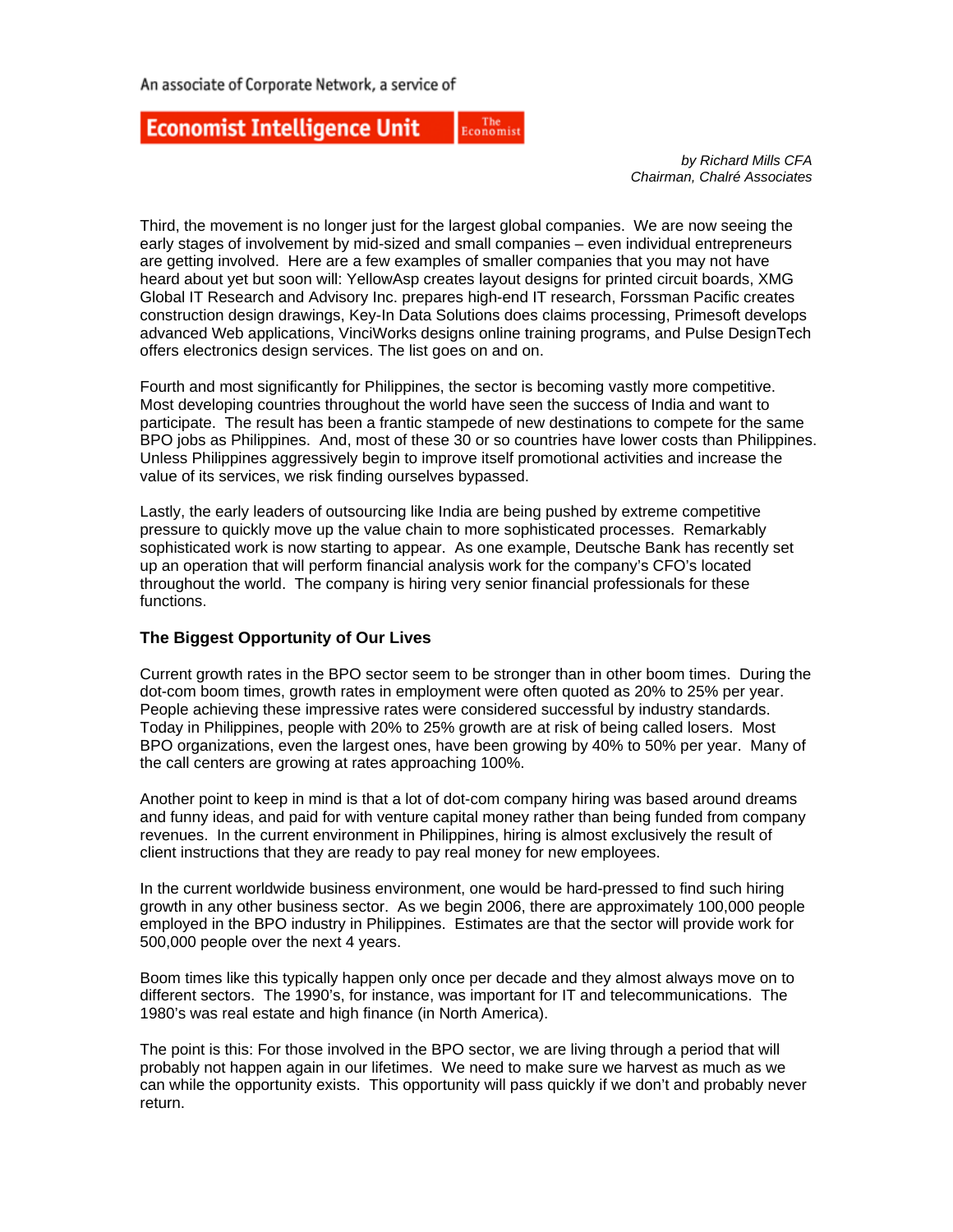Third, the movement is no longer just for the largest global companies. We are now seeing the early stages of involvement by mid-sized and small companies – even individual entrepreneurs are getting involved. Here are a few examples of smaller companies that you may not have heard about yet but soon will: YellowAsp creates layout designs for printed circuit boards, XMG Global IT Research and Advisory Inc. prepares high-end IT research, Forssman Pacific creates construction design drawings, Key-In Data Solutions does claims processing, Primesoft develops advanced Web applications, VinciWorks designs online training programs, and Pulse DesignTech offers electronics design services. The list goes on and on.

Fourth and most significantly for Philippines, the sector is becoming vastly more competitive. Most developing countries throughout the world have seen the success of India and want to participate. The result has been a frantic stampede of new destinations to compete for the same BPO jobs as Philippines. And, most of these 30 or so countries have lower costs than Philippines. Unless Philippines aggressively begin to improve itself promotional activities and increase the value of its services, we risk finding ourselves bypassed.

Lastly, the early leaders of outsourcing like India are being pushed by extreme competitive pressure to quickly move up the value chain to more sophisticated processes. Remarkably sophisticated work is now starting to appear. As one example, Deutsche Bank has recently set up an operation that will perform financial analysis work for the company's CFO's located throughout the world. The company is hiring very senior financial professionals for these functions.

### The Biggest Opportunity of Our Lives

Current growth rates in the BPO sector seem to be stronger than in other boom times. During the dot-com boom times, growth rates in employment were often quoted as 20% to 25% per year. People achieving these impressive rates were considered successful by industry standards. Today in Philippines, people with 20% to 25% growth are at risk of being called losers. Most BPO organizations, even the largest ones, have been growing by 40% to 50% per year. Many of the call centers are growing at rates approaching 100%.

Another point to keep in mind is that a lot of dot-com company hiring was based around dreams and funny ideas, and paid for with venture capital money rather than being funded from company revenues. In the current environment in Philippines, hiring is almost exclusively the result of client instructions that they are ready to pay real money for new employees.

In the current worldwide business environment, one would be hard-pressed to find such hiring growth in any other business sector. As we begin 2006, there are approximately 100,000 people employed in the BPO industry in Philippines. Estimates are that the sector will provide work for 500,000 people over the next 4 years.

Boom times like this typically happen only once per decade and they almost always move on to different sectors. The 1990's, for instance, was important for IT and telecommunications. The 1980's was real estate and high finance (in North America).

The point is this: For those involved in the BPO sector, we are living through a period that will probably not happen again in our lifetimes. We need to make sure we harvest as much as we can while the opportunity exists. This opportunity will pass quickly if we don't and probably never return.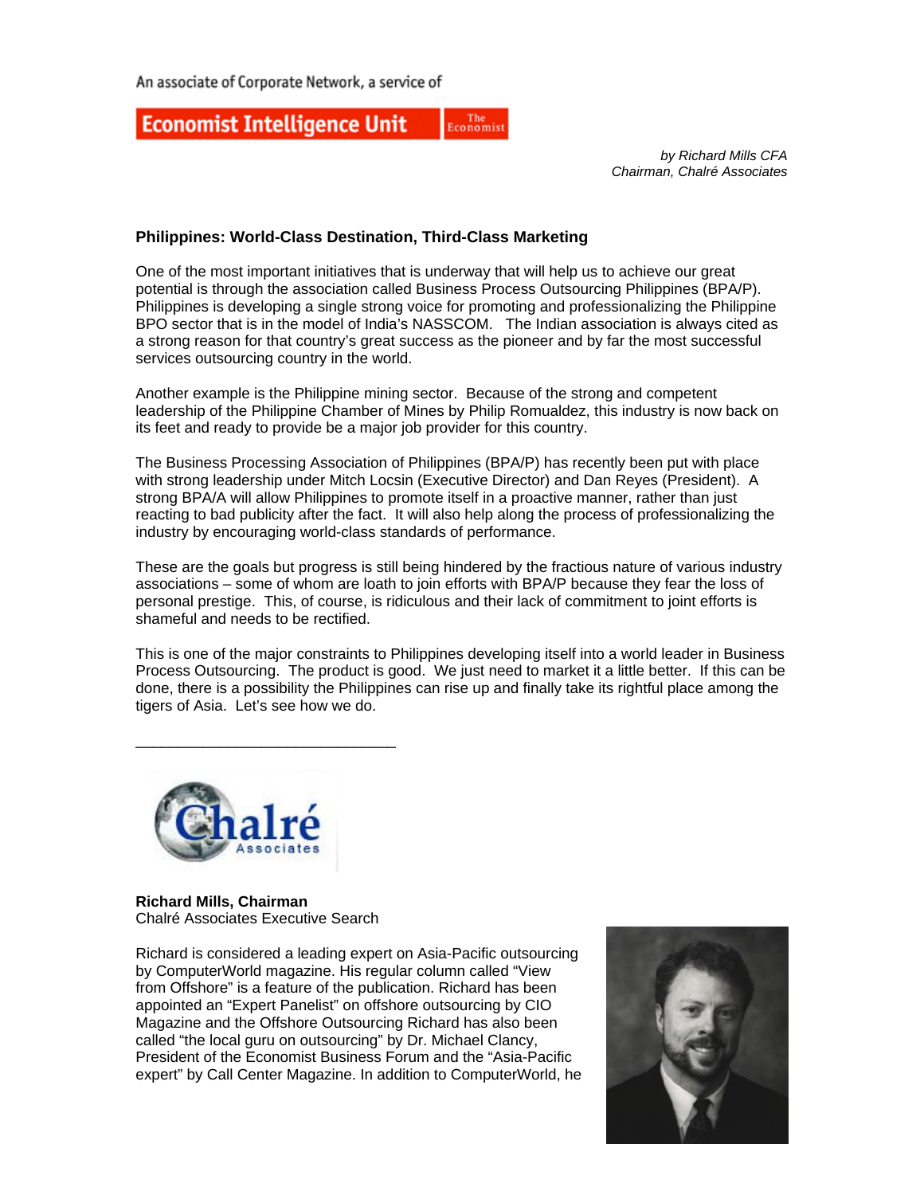An associate of Corporate Network, a service of

**Economist Intelligence Unit** The Economist

*by Richard Mills CFA*
*Chairman, Chalré Associates*

**Philippines: World-Class Destination, Third-Class Marketing**

One of the most important initiatives that is underway that will help us to achieve our great potential is through the association called Business Process Outsourcing Philippines (BPA/P). Philippines is developing a single strong voice for promoting and professionalizing the Philippine BPO sector that is in the model of India's NASSCOM. The Indian association is always cited as a strong reason for that country's great success as the pioneer and by far the most successful services outsourcing country in the world.

Another example is the Philippine mining sector. Because of the strong and competent leadership of the Philippine Chamber of Mines by Philip Romualdez, this industry is now back on its feet and ready to provide be a major job provider for this country.

The Business Processing Association of Philippines (BPA/P) has recently been put with place with strong leadership under Mitch Locsin (Executive Director) and Dan Reyes (President). A strong BPA/A will allow Philippines to promote itself in a proactive manner, rather than just reacting to bad publicity after the fact. It will also help along the process of professionalizing the industry by encouraging world-class standards of performance.

These are the goals but progress is still being hindered by the fractious nature of various industry associations – some of whom are loath to join efforts with BPA/P because they fear the loss of personal prestige. This, of course, is ridiculous and their lack of commitment to joint efforts is shameful and needs to be rectified.

This is one of the major constraints to Philippines developing itself into a world leader in Business Process Outsourcing. The product is good. We just need to market it a little better. If this can be done, there is a possibility the Philippines can rise up and finally take its rightful place among the tigers of Asia. Let's see how we do.

______________________________

Chalré Associates

**Richard Mills, Chairman**
Chalré Associates Executive Search

Richard is considered a leading expert on Asia-Pacific outsourcing by ComputerWorld magazine. His regular column called "View from Offshore" is a feature of the publication. Richard has been appointed an "Expert Panelist" on offshore outsourcing by CIO Magazine and the Offshore Outsourcing Richard has also been called "the local guru on outsourcing" by Dr. Michael Clancy, President of the Economist Business Forum and the "Asia-Pacific expert" by Call Center Magazine. In addition to ComputerWorld, he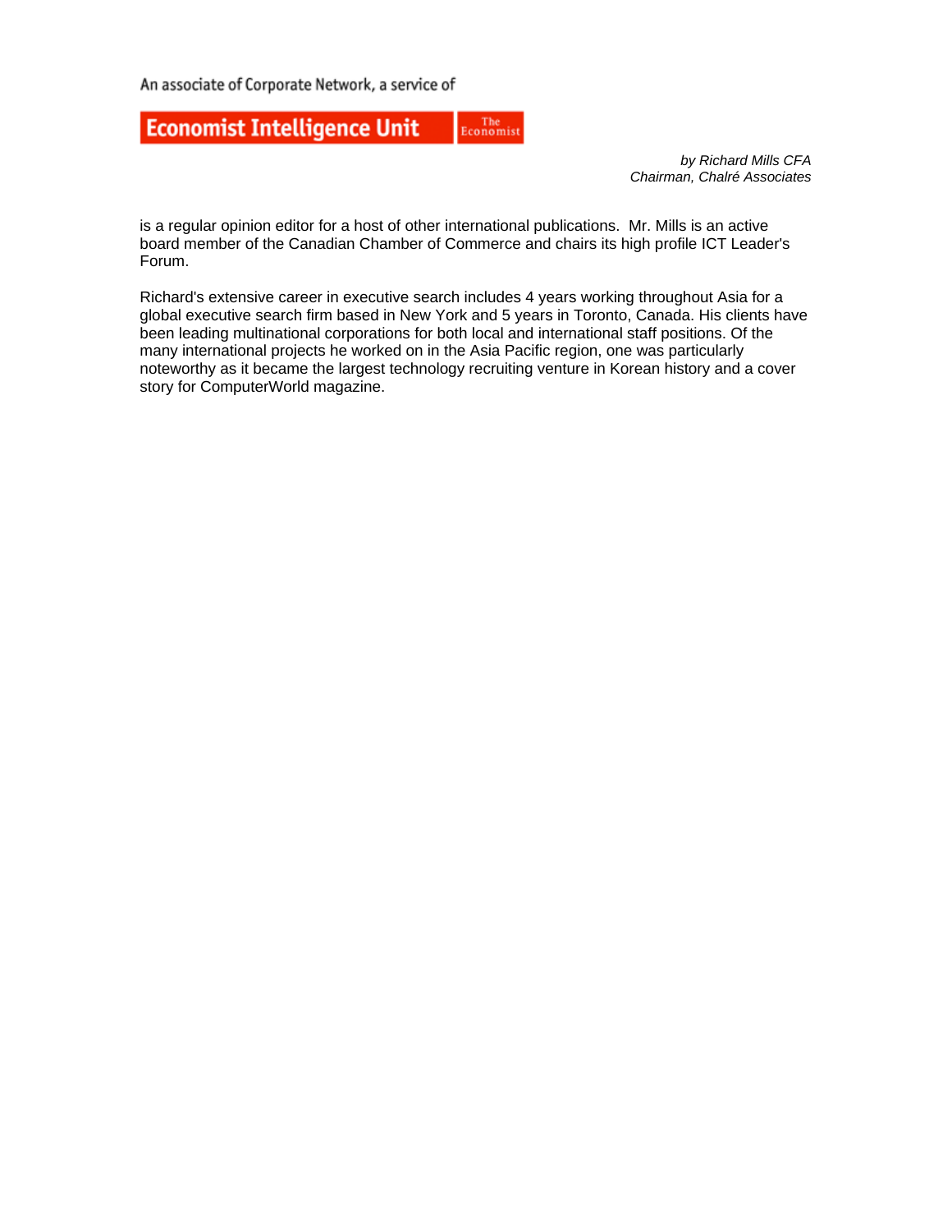is a regular opinion editor for a host of other international publications. Mr. Mills is an active board member of the Canadian Chamber of Commerce and chairs its high profile ICT Leader's Forum.

Richard's extensive career in executive search includes 4 years working throughout Asia for a global executive search firm based in New York and 5 years in Toronto, Canada. His clients have been leading multinational corporations for both local and international staff positions. Of the many international projects he worked on in the Asia Pacific region, one was particularly noteworthy as it became the largest technology recruiting venture in Korean history and a cover story for ComputerWorld magazine.